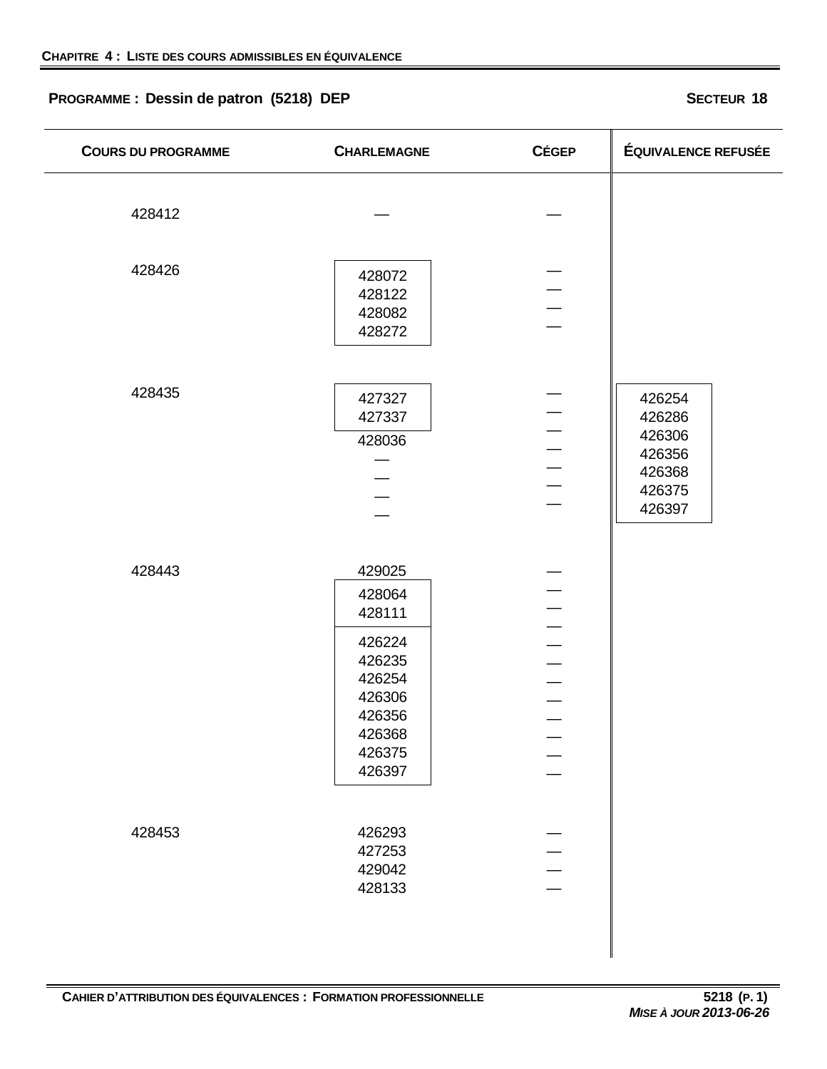**CHAPITRE 4 : LISTE DES COURS ADMISSIBLES EN ÉQUIVALENCE**

## PROGRAMME : Dessin de patron (5218) DEP

**SECTEUR 18**

| COURS DU PROGRAMME | CHARLEMAGNE | CÉGEP | ÉQUIVALENCE REFUSÉE |
|---|---|---|---|
| 428412 | — | — | |
| 428426 | 428072 | — | |
| | 428122 | — | |
| | 428082 | — | |
| | 428272 | — | |
| 428435 | 427327 | — | 426254 |
| | 427337 | — | 426286 |
| | 428036 | — | 426306 |
| | — | — | 426356 |
| | — | — | 426368 |
| | — | — | 426375 |
| | — | — | 426397 |
| 428443 | 429025 | — | |
| | 428064 | — | |
| | 428111 | — | |
| | 426224 | — | |
| | 426235 | — | |
| | 426254 | — | |
| | 426306 | — | |
| | 426356 | — | |
| | 426368 | — | |
| | 426375 | — | |
| | 426397 | — | |
| 428453 | 426293 | — | |
| | 427253 | — | |
| | 429042 | — | |
| | 428133 | — | |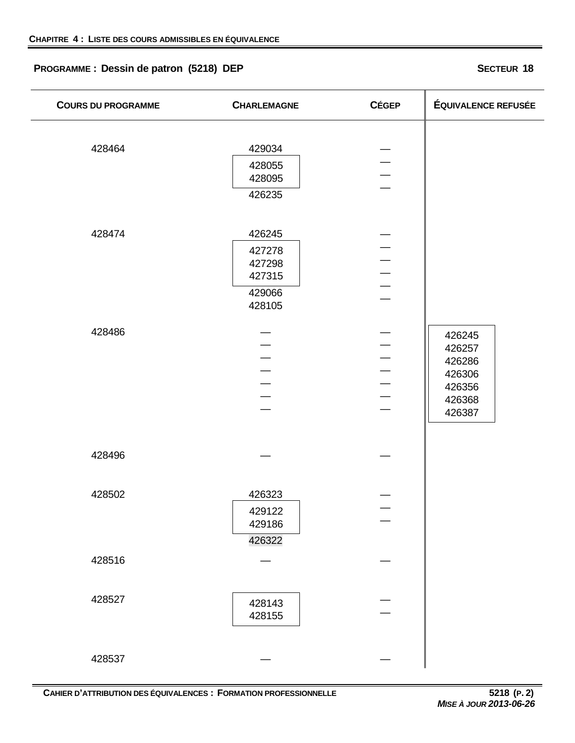**CHAPITRE 4 : LISTE DES COURS ADMISSIBLES EN ÉQUIVALENCE**

**PROGRAMME : Dessin de patron (5218) DEP** **SECTEUR 18**

| COURS DU PROGRAMME | CHARLEMAGNE | CÉGEP | ÉQUIVALENCE REFUSÉE |
|---|---|---|---|
| 428464 | 429034 | — | |
| | 428055 / 428095 | — | |
| | 426235 | — | |
| 428474 | 426245 | — | |
| | 427278 / 427298 / 427315 | — | |
| | 429066 | — | |
| | 428105 | — | |
| 428486 | — | — | 426245 / 426257 / 426286 / 426306 / 426356 / 426368 / 426387 |
| 428496 | — | — | |
| 428502 | 426323 | — | |
| | 429122 / 429186 | — | |
| | 426322 | — | |
| 428516 | — | — | |
| 428527 | 428143 / 428155 | — | |
| 428537 | — | — | |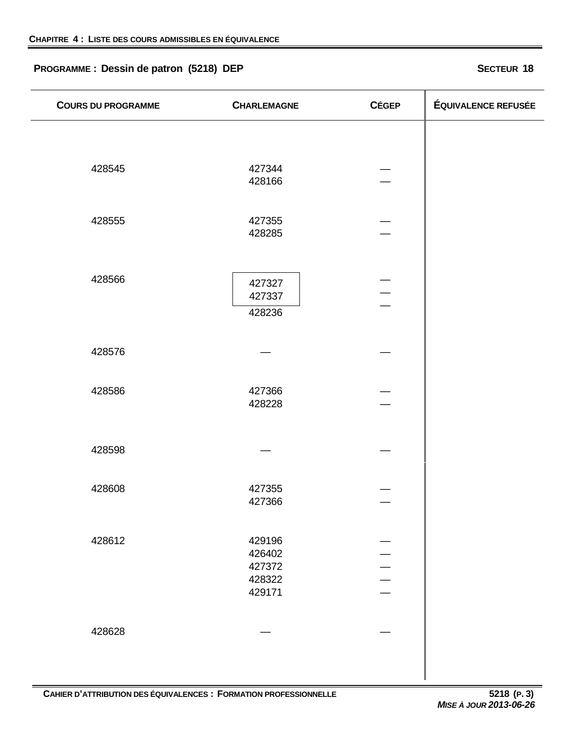**PROGRAMME : Dessin de patron (5218) DEP** **SECTEUR 18**

| COURS DU PROGRAMME | CHARLEMAGNE | CÉGEP | ÉQUIVALENCE REFUSÉE |
|---|---|---|---|
| 428545 | 427344 | — | |
| | 428166 | — | |
| 428555 | 427355 | — | |
| | 428285 | — | |
| 428566 | 427327 | — | |
| | 427337 | — | |
| | 428236 | — | |
| 428576 | — | — | |
| 428586 | 427366 | — | |
| | 428228 | — | |
| 428598 | — | — | |
| 428608 | 427355 | — | |
| | 427366 | — | |
| 428612 | 429196 | — | |
| | 426402 | — | |
| | 427372 | — | |
| | 428322 | — | |
| | 429171 | — | |
| 428628 | — | — | |